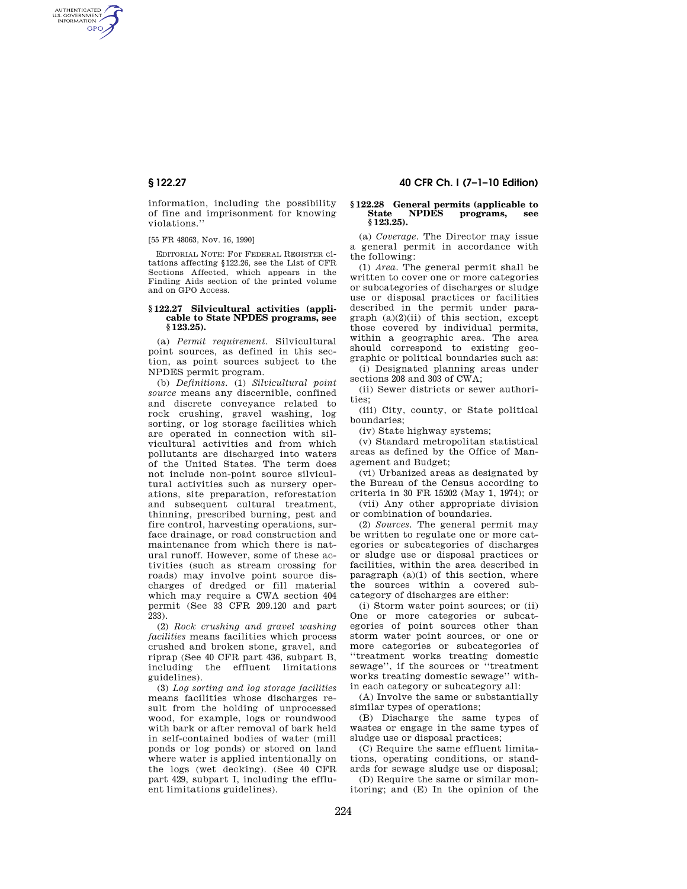information, including the possibility of fine and imprisonment for knowing violations.''

[55 FR 48063, Nov. 16, 1990]

EDITORIAL NOTE: For FEDERAL REGISTER citations affecting §122.26, see the List of CFR Sections Affected, which appears in the Finding Aids section of the printed volume and on GPO Access.

### § 122.27 Silvicultural activities (applicable to State NPDES programs, see § 123.25).

(a) *Permit requirement.* Silvicultural point sources, as defined in this section, as point sources subject to the NPDES permit program.

(b) *Definitions.* (1) *Silvicultural point source* means any discernible, confined and discrete conveyance related to rock crushing, gravel washing, log sorting, or log storage facilities which are operated in connection with silvicultural activities and from which pollutants are discharged into waters of the United States. The term does not include non-point source silvicultural activities such as nursery operations, site preparation, reforestation and subsequent cultural treatment, thinning, prescribed burning, pest and fire control, harvesting operations, surface drainage, or road construction and maintenance from which there is natural runoff. However, some of these activities (such as stream crossing for roads) may involve point source discharges of dredged or fill material which may require a CWA section 404 permit (See 33 CFR 209.120 and part 233).

(2) *Rock crushing and gravel washing facilities* means facilities which process crushed and broken stone, gravel, and riprap (See 40 CFR part 436, subpart B, including the effluent limitations guidelines).

(3) *Log sorting and log storage facilities* means facilities whose discharges result from the holding of unprocessed wood, for example, logs or roundwood with bark or after removal of bark held in self-contained bodies of water (mill ponds or log ponds) or stored on land where water is applied intentionally on the logs (wet decking). (See 40 CFR part 429, subpart I, including the effluent limitations guidelines).

### § 122.28 General permits (applicable to State NPDES programs, see § 123.25).

(a) *Coverage.* The Director may issue a general permit in accordance with the following:

(1) *Area.* The general permit shall be written to cover one or more categories or subcategories of discharges or sludge use or disposal practices or facilities described in the permit under paragraph (a)(2)(ii) of this section, except those covered by individual permits, within a geographic area. The area should correspond to existing geographic or political boundaries such as:

(i) Designated planning areas under sections 208 and 303 of CWA;

(ii) Sewer districts or sewer authorities;

(iii) City, county, or State political boundaries;

(iv) State highway systems;

(v) Standard metropolitan statistical areas as defined by the Office of Management and Budget;

(vi) Urbanized areas as designated by the Bureau of the Census according to criteria in 30 FR 15202 (May 1, 1974); or

(vii) Any other appropriate division or combination of boundaries.

(2) *Sources.* The general permit may be written to regulate one or more categories or subcategories of discharges or sludge use or disposal practices or facilities, within the area described in paragraph (a)(1) of this section, where the sources within a covered subcategory of discharges are either:

(i) Storm water point sources; or (ii) One or more categories or subcategories of point sources other than storm water point sources, or one or more categories or subcategories of ''treatment works treating domestic sewage'', if the sources or ''treatment works treating domestic sewage'' within each category or subcategory all:

(A) Involve the same or substantially similar types of operations;

(B) Discharge the same types of wastes or engage in the same types of sludge use or disposal practices;

(C) Require the same effluent limitations, operating conditions, or standards for sewage sludge use or disposal;

(D) Require the same or similar monitoring; and (E) In the opinion of the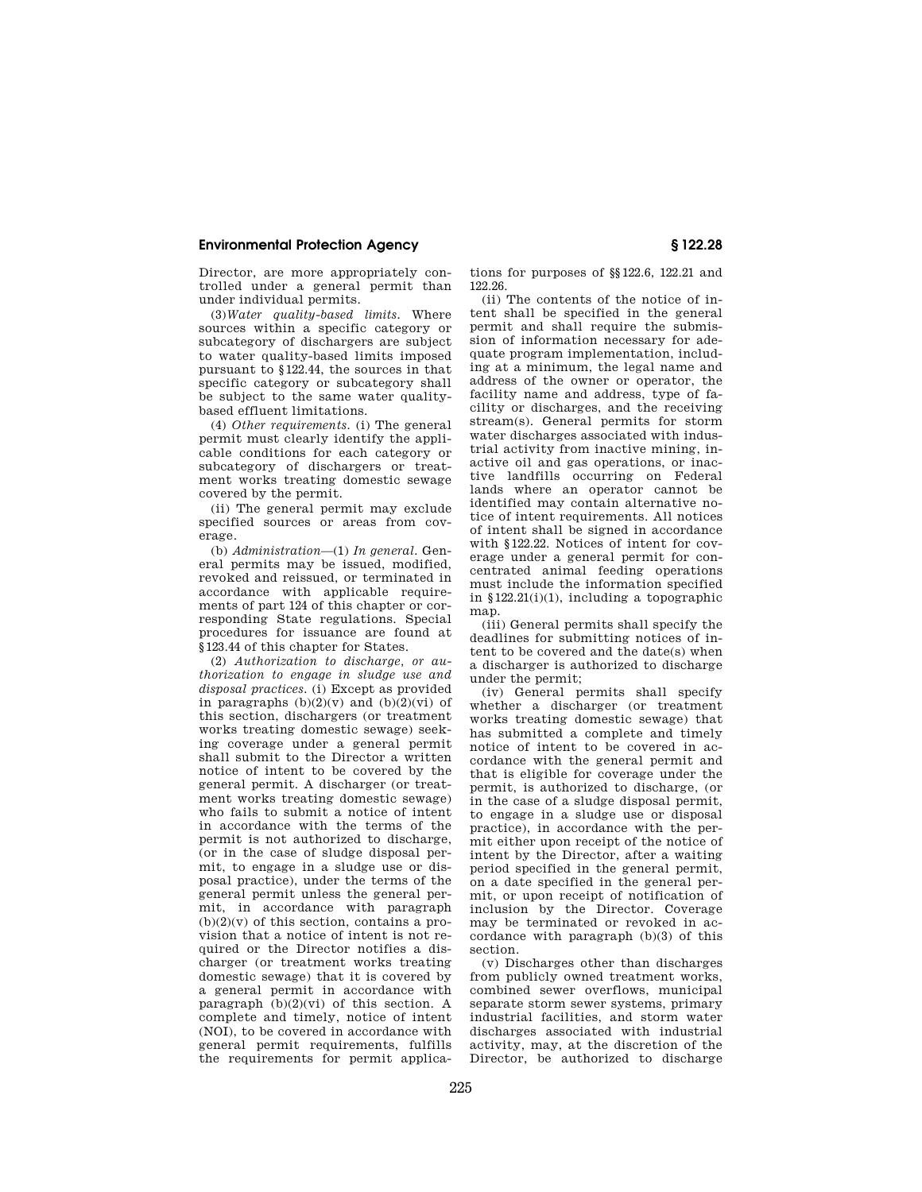Director, are more appropriately controlled under a general permit than under individual permits.

(3) *Water quality-based limits.* Where sources within a specific category or subcategory of dischargers are subject to water quality-based limits imposed pursuant to §122.44, the sources in that specific category or subcategory shall be subject to the same water quality-based effluent limitations.

(4) *Other requirements.* (i) The general permit must clearly identify the applicable conditions for each category or subcategory of dischargers or treatment works treating domestic sewage covered by the permit.

(ii) The general permit may exclude specified sources or areas from coverage.

(b) *Administration*—(1) *In general.* General permits may be issued, modified, revoked and reissued, or terminated in accordance with applicable requirements of part 124 of this chapter or corresponding State regulations. Special procedures for issuance are found at §123.44 of this chapter for States.

(2) *Authorization to discharge, or authorization to engage in sludge use and disposal practices.* (i) Except as provided in paragraphs (b)(2)(v) and (b)(2)(vi) of this section, dischargers (or treatment works treating domestic sewage) seeking coverage under a general permit shall submit to the Director a written notice of intent to be covered by the general permit. A discharger (or treatment works treating domestic sewage) who fails to submit a notice of intent in accordance with the terms of the permit is not authorized to discharge, (or in the case of sludge disposal permit, to engage in a sludge use or disposal practice), under the terms of the general permit unless the general permit, in accordance with paragraph (b)(2)(v) of this section, contains a provision that a notice of intent is not required or the Director notifies a discharger (or treatment works treating domestic sewage) that it is covered by a general permit in accordance with paragraph (b)(2)(vi) of this section. A complete and timely, notice of intent (NOI), to be covered in accordance with general permit requirements, fulfills the requirements for permit applications for purposes of §§122.6, 122.21 and 122.26.

(ii) The contents of the notice of intent shall be specified in the general permit and shall require the submission of information necessary for adequate program implementation, including at a minimum, the legal name and address of the owner or operator, the facility name and address, type of facility or discharges, and the receiving stream(s). General permits for storm water discharges associated with industrial activity from inactive mining, inactive oil and gas operations, or inactive landfills occurring on Federal lands where an operator cannot be identified may contain alternative notice of intent requirements. All notices of intent shall be signed in accordance with §122.22. Notices of intent for coverage under a general permit for concentrated animal feeding operations must include the information specified in §122.21(i)(1), including a topographic map.

(iii) General permits shall specify the deadlines for submitting notices of intent to be covered and the date(s) when a discharger is authorized to discharge under the permit;

(iv) General permits shall specify whether a discharger (or treatment works treating domestic sewage) that has submitted a complete and timely notice of intent to be covered in accordance with the general permit and that is eligible for coverage under the permit, is authorized to discharge, (or in the case of a sludge disposal permit, to engage in a sludge use or disposal practice), in accordance with the permit either upon receipt of the notice of intent by the Director, after a waiting period specified in the general permit, on a date specified in the general permit, or upon receipt of notification of inclusion by the Director. Coverage may be terminated or revoked in accordance with paragraph (b)(3) of this section.

(v) Discharges other than discharges from publicly owned treatment works, combined sewer overflows, municipal separate storm sewer systems, primary industrial facilities, and storm water discharges associated with industrial activity, may, at the discretion of the Director, be authorized to discharge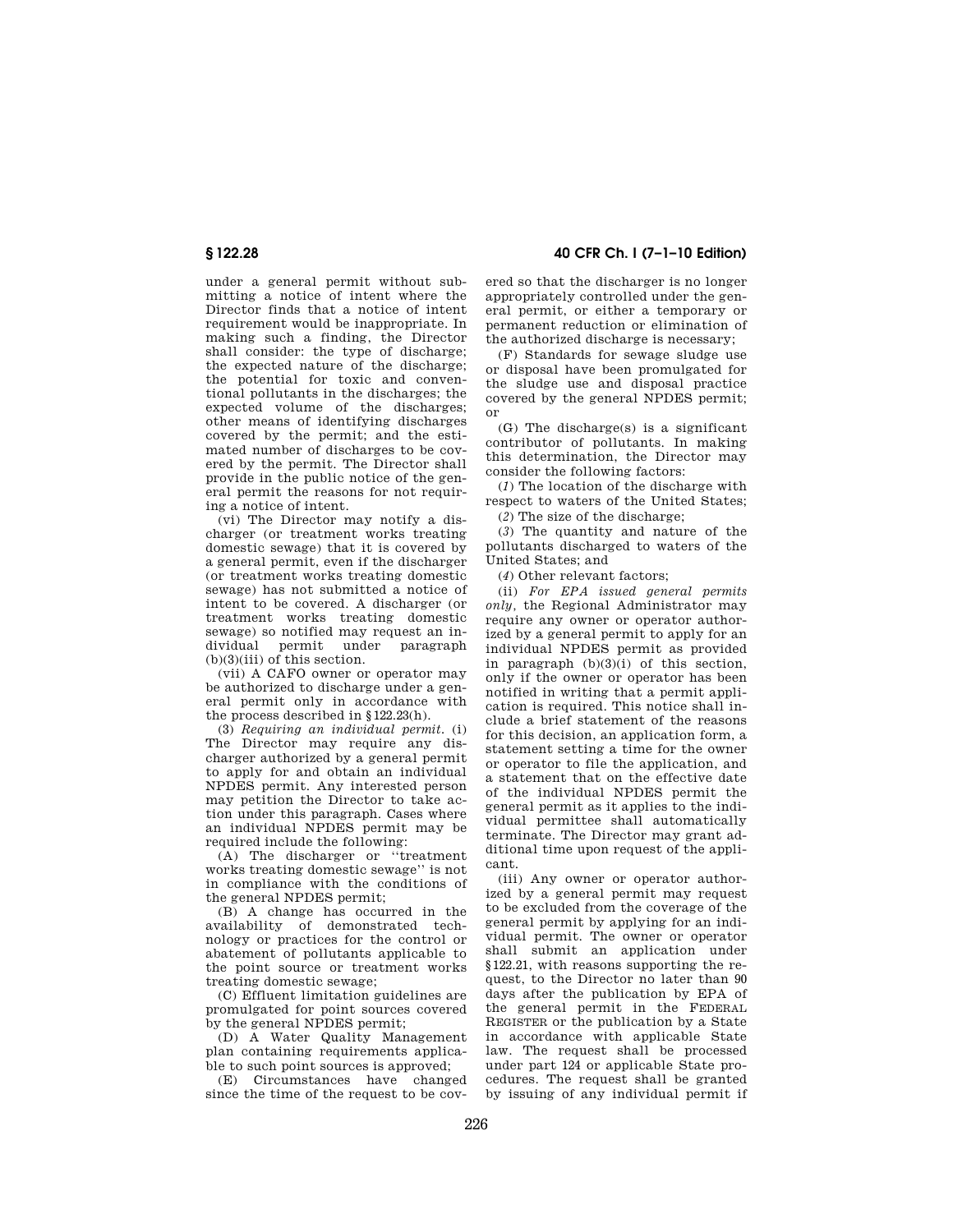under a general permit without submitting a notice of intent where the Director finds that a notice of intent requirement would be inappropriate. In making such a finding, the Director shall consider: the type of discharge; the expected nature of the discharge; the potential for toxic and conventional pollutants in the discharges; the expected volume of the discharges; other means of identifying discharges covered by the permit; and the estimated number of discharges to be covered by the permit. The Director shall provide in the public notice of the general permit the reasons for not requiring a notice of intent.

(vi) The Director may notify a discharger (or treatment works treating domestic sewage) that it is covered by a general permit, even if the discharger (or treatment works treating domestic sewage) has not submitted a notice of intent to be covered. A discharger (or treatment works treating domestic sewage) so notified may request an individual permit under paragraph (b)(3)(iii) of this section.

(vii) A CAFO owner or operator may be authorized to discharge under a general permit only in accordance with the process described in §122.23(h).

(3) *Requiring an individual permit.* (i) The Director may require any discharger authorized by a general permit to apply for and obtain an individual NPDES permit. Any interested person may petition the Director to take action under this paragraph. Cases where an individual NPDES permit may be required include the following:

(A) The discharger or "treatment works treating domestic sewage" is not in compliance with the conditions of the general NPDES permit;

(B) A change has occurred in the availability of demonstrated technology or practices for the control or abatement of pollutants applicable to the point source or treatment works treating domestic sewage;

(C) Effluent limitation guidelines are promulgated for point sources covered by the general NPDES permit;

(D) A Water Quality Management plan containing requirements applicable to such point sources is approved;

(E) Circumstances have changed since the time of the request to be covered so that the discharger is no longer appropriately controlled under the general permit, or either a temporary or permanent reduction or elimination of the authorized discharge is necessary;

(F) Standards for sewage sludge use or disposal have been promulgated for the sludge use and disposal practice covered by the general NPDES permit; or

(G) The discharge(s) is a significant contributor of pollutants. In making this determination, the Director may consider the following factors:

(*1*) The location of the discharge with respect to waters of the United States;

(*2*) The size of the discharge;

(*3*) The quantity and nature of the pollutants discharged to waters of the United States; and

(*4*) Other relevant factors;

(ii) *For EPA issued general permits only*, the Regional Administrator may require any owner or operator authorized by a general permit to apply for an individual NPDES permit as provided in paragraph (b)(3)(i) of this section, only if the owner or operator has been notified in writing that a permit application is required. This notice shall include a brief statement of the reasons for this decision, an application form, a statement setting a time for the owner or operator to file the application, and a statement that on the effective date of the individual NPDES permit the general permit as it applies to the individual permittee shall automatically terminate. The Director may grant additional time upon request of the applicant.

(iii) Any owner or operator authorized by a general permit may request to be excluded from the coverage of the general permit by applying for an individual permit. The owner or operator shall submit an application under §122.21, with reasons supporting the request, to the Director no later than 90 days after the publication by EPA of the general permit in the FEDERAL REGISTER or the publication by a State in accordance with applicable State law. The request shall be processed under part 124 or applicable State procedures. The request shall be granted by issuing of any individual permit if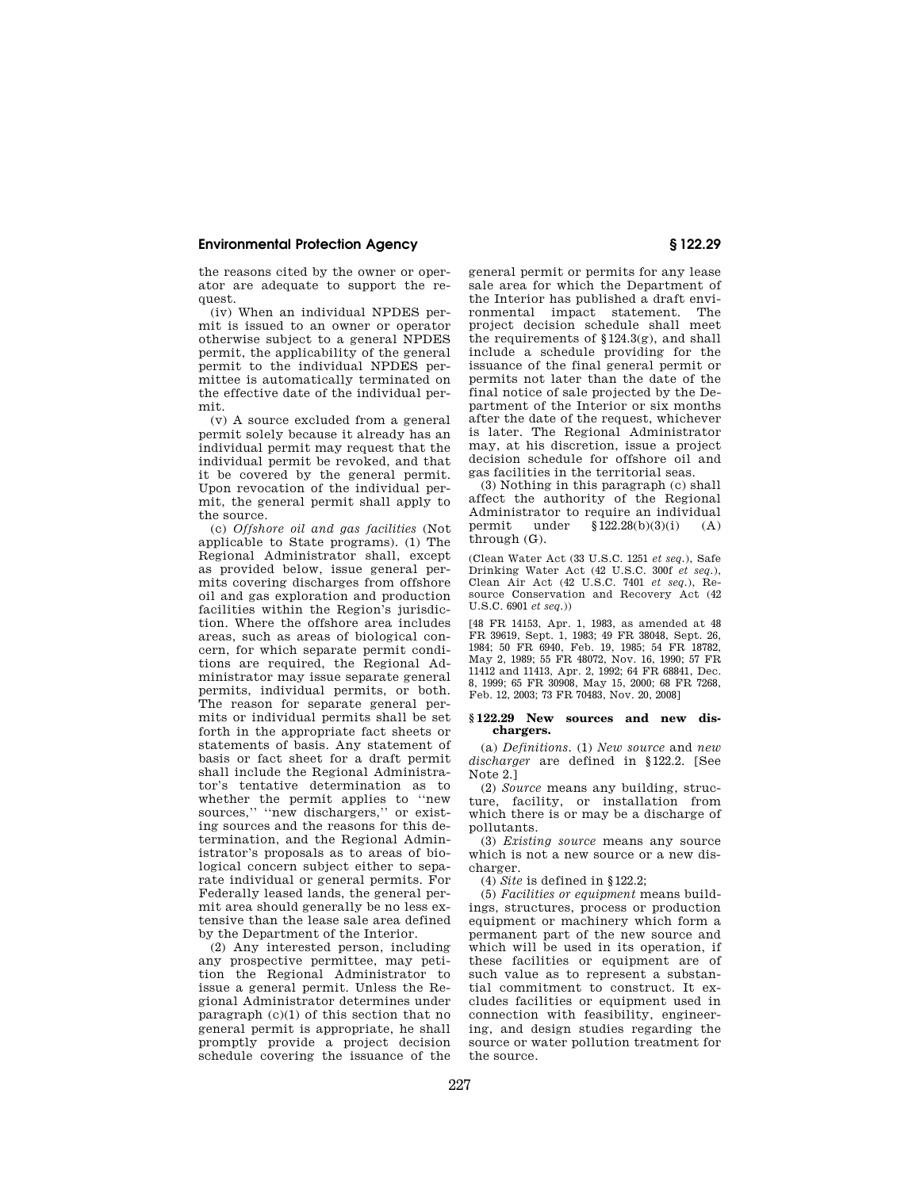the reasons cited by the owner or operator are adequate to support the request.

(iv) When an individual NPDES permit is issued to an owner or operator otherwise subject to a general NPDES permit, the applicability of the general permit to the individual NPDES permittee is automatically terminated on the effective date of the individual permit.

(v) A source excluded from a general permit solely because it already has an individual permit may request that the individual permit be revoked, and that it be covered by the general permit. Upon revocation of the individual permit, the general permit shall apply to the source.

(c) *Offshore oil and gas facilities* (Not applicable to State programs). (1) The Regional Administrator shall, except as provided below, issue general permits covering discharges from offshore oil and gas exploration and production facilities within the Region's jurisdiction. Where the offshore area includes areas, such as areas of biological concern, for which separate permit conditions are required, the Regional Administrator may issue separate general permits, individual permits, or both. The reason for separate general permits or individual permits shall be set forth in the appropriate fact sheets or statements of basis. Any statement of basis or fact sheet for a draft permit shall include the Regional Administrator's tentative determination as to whether the permit applies to "new sources," "new dischargers," or existing sources and the reasons for this determination, and the Regional Administrator's proposals as to areas of biological concern subject either to separate individual or general permits. For Federally leased lands, the general permit area should generally be no less extensive than the lease sale area defined by the Department of the Interior.

(2) Any interested person, including any prospective permittee, may petition the Regional Administrator to issue a general permit. Unless the Regional Administrator determines under paragraph (c)(1) of this section that no general permit is appropriate, he shall promptly provide a project decision schedule covering the issuance of the general permit or permits for any lease sale area for which the Department of the Interior has published a draft environmental impact statement. The project decision schedule shall meet the requirements of §124.3(g), and shall include a schedule providing for the issuance of the final general permit or permits not later than the date of the final notice of sale projected by the Department of the Interior or six months after the date of the request, whichever is later. The Regional Administrator may, at his discretion, issue a project decision schedule for offshore oil and gas facilities in the territorial seas.

(3) Nothing in this paragraph (c) shall affect the authority of the Regional Administrator to require an individual permit under §122.28(b)(3)(i) (A) through (G).

(Clean Water Act (33 U.S.C. 1251 *et seq.*), Safe Drinking Water Act (42 U.S.C. 300f *et seq.*), Clean Air Act (42 U.S.C. 7401 *et seq.*), Resource Conservation and Recovery Act (42 U.S.C. 6901 *et seq.*))

[48 FR 14153, Apr. 1, 1983, as amended at 48 FR 39619, Sept. 1, 1983; 49 FR 38048, Sept. 26, 1984; 50 FR 6940, Feb. 19, 1985; 54 FR 18782, May 2, 1989; 55 FR 48072, Nov. 16, 1990; 57 FR 11412 and 11413, Apr. 2, 1992; 64 FR 68841, Dec. 8, 1999; 65 FR 30908, May 15, 2000; 68 FR 7268, Feb. 12, 2003; 73 FR 70483, Nov. 20, 2008]

### §122.29 New sources and new dischargers.

(a) *Definitions.* (1) *New source* and *new discharger* are defined in §122.2. [See Note 2.]

(2) *Source* means any building, structure, facility, or installation from which there is or may be a discharge of pollutants.

(3) *Existing source* means any source which is not a new source or a new discharger.

(4) *Site* is defined in §122.2;

(5) *Facilities or equipment* means buildings, structures, process or production equipment or machinery which form a permanent part of the new source and which will be used in its operation, if these facilities or equipment are of such value as to represent a substantial commitment to construct. It excludes facilities or equipment used in connection with feasibility, engineering, and design studies regarding the source or water pollution treatment for the source.